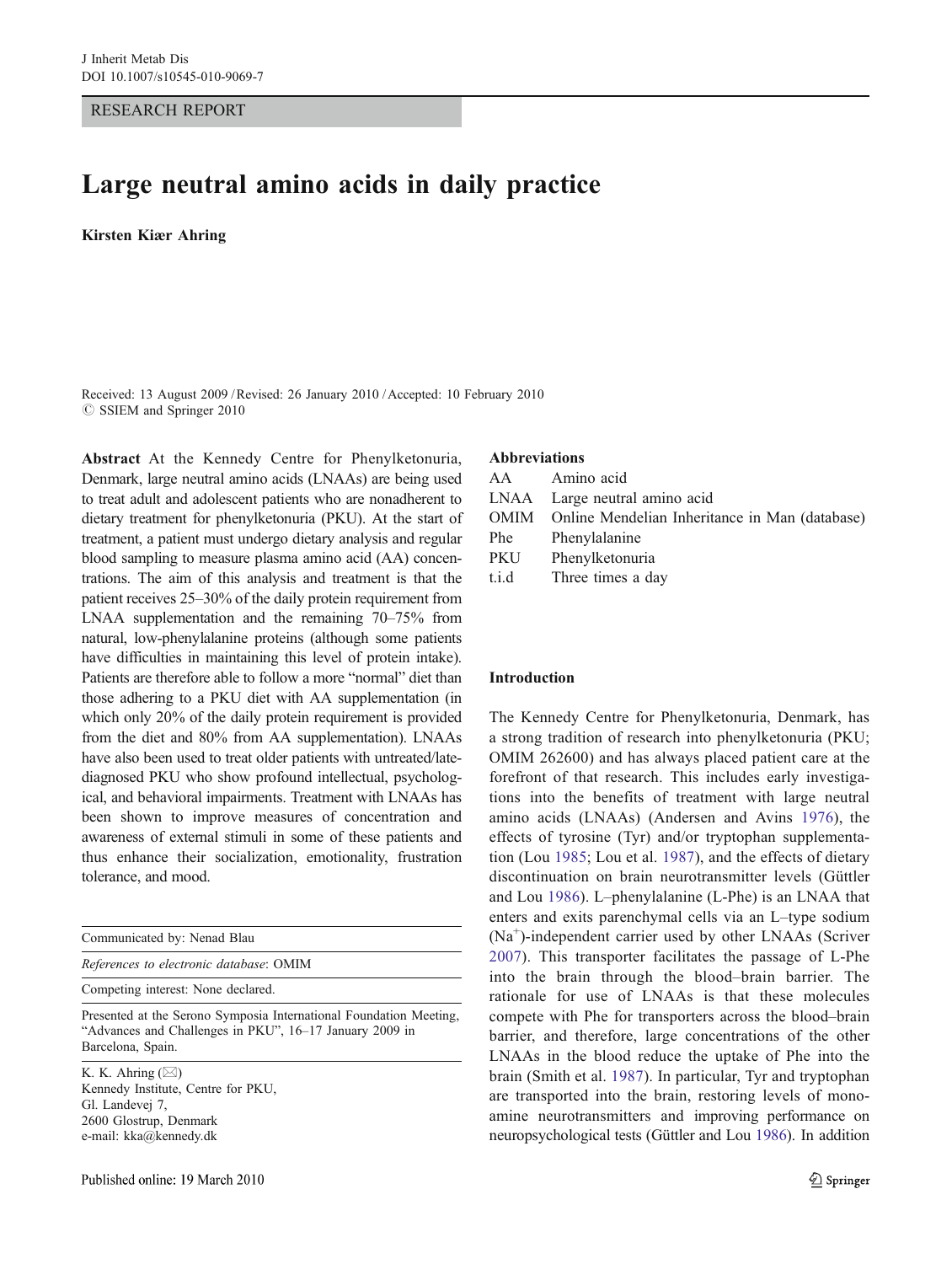RESEARCH REPORT

# Large neutral amino acids in daily practice

**Kirsten Kiær Ahring**

Received: 13 August 2009 / Revised: 26 January 2010 / Accepted: 10 February 2010
© SSIEM and Springer 2010

**Abstract** At the Kennedy Centre for Phenylketonuria, Denmark, large neutral amino acids (LNAAs) are being used to treat adult and adolescent patients who are nonadherent to dietary treatment for phenylketonuria (PKU). At the start of treatment, a patient must undergo dietary analysis and regular blood sampling to measure plasma amino acid (AA) concentrations. The aim of this analysis and treatment is that the patient receives 25–30% of the daily protein requirement from LNAA supplementation and the remaining 70–75% from natural, low-phenylalanine proteins (although some patients have difficulties in maintaining this level of protein intake). Patients are therefore able to follow a more "normal" diet than those adhering to a PKU diet with AA supplementation (in which only 20% of the daily protein requirement is provided from the diet and 80% from AA supplementation). LNAAs have also been used to treat older patients with untreated/late-diagnosed PKU who show profound intellectual, psychological, and behavioral impairments. Treatment with LNAAs has been shown to improve measures of concentration and awareness of external stimuli in some of these patients and thus enhance their socialization, emotionality, frustration tolerance, and mood.

Communicated by: Nenad Blau

*References to electronic database*: OMIM

Competing interest: None declared.

Presented at the Serono Symposia International Foundation Meeting, "Advances and Challenges in PKU", 16–17 January 2009 in Barcelona, Spain.

K. K. Ahring (✉)
Kennedy Institute, Centre for PKU,
Gl. Landevej 7,
2600 Glostrup, Denmark
e-mail: kka@kennedy.dk

**Abbreviations**

| | |
|---|---|
| AA | Amino acid |
| LNAA | Large neutral amino acid |
| OMIM | Online Mendelian Inheritance in Man (database) |
| Phe | Phenylalanine |
| PKU | Phenylketonuria |
| t.i.d | Three times a day |

## Introduction

The Kennedy Centre for Phenylketonuria, Denmark, has a strong tradition of research into phenylketonuria (PKU; OMIM 262600) and has always placed patient care at the forefront of that research. This includes early investigations into the benefits of treatment with large neutral amino acids (LNAAs) (Andersen and Avins 1976), the effects of tyrosine (Tyr) and/or tryptophan supplementation (Lou 1985; Lou et al. 1987), and the effects of dietary discontinuation on brain neurotransmitter levels (Güttler and Lou 1986). L–phenylalanine (L-Phe) is an LNAA that enters and exits parenchymal cells via an L–type sodium ($Na^+$)-independent carrier used by other LNAAs (Scriver 2007). This transporter facilitates the passage of L-Phe into the brain through the blood–brain barrier. The rationale for use of LNAAs is that these molecules compete with Phe for transporters across the blood–brain barrier, and therefore, large concentrations of the other LNAAs in the blood reduce the uptake of Phe into the brain (Smith et al. 1987). In particular, Tyr and tryptophan are transported into the brain, restoring levels of monoamine neurotransmitters and improving performance on neuropsychological tests (Güttler and Lou 1986). In addition

Published online: 19 March 2010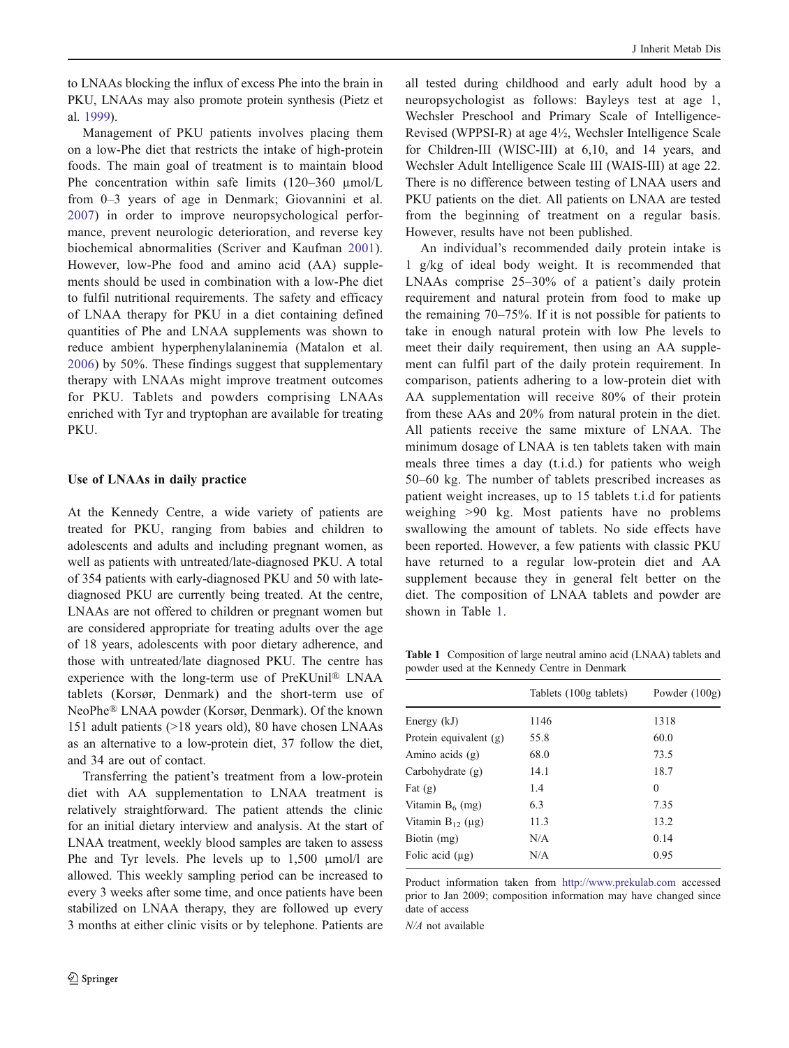to LNAAs blocking the influx of excess Phe into the brain in PKU, LNAAs may also promote protein synthesis (Pietz et al. 1999).

Management of PKU patients involves placing them on a low-Phe diet that restricts the intake of high-protein foods. The main goal of treatment is to maintain blood Phe concentration within safe limits (120–360 μmol/L from 0–3 years of age in Denmark; Giovannini et al. 2007) in order to improve neuropsychological performance, prevent neurologic deterioration, and reverse key biochemical abnormalities (Scriver and Kaufman 2001). However, low-Phe food and amino acid (AA) supplements should be used in combination with a low-Phe diet to fulfil nutritional requirements. The safety and efficacy of LNAA therapy for PKU in a diet containing defined quantities of Phe and LNAA supplements was shown to reduce ambient hyperphenylalaninemia (Matalon et al. 2006) by 50%. These findings suggest that supplementary therapy with LNAAs might improve treatment outcomes for PKU. Tablets and powders comprising LNAAs enriched with Tyr and tryptophan are available for treating PKU.

## Use of LNAAs in daily practice

At the Kennedy Centre, a wide variety of patients are treated for PKU, ranging from babies and children to adolescents and adults and including pregnant women, as well as patients with untreated/late-diagnosed PKU. A total of 354 patients with early-diagnosed PKU and 50 with late-diagnosed PKU are currently being treated. At the centre, LNAAs are not offered to children or pregnant women but are considered appropriate for treating adults over the age of 18 years, adolescents with poor dietary adherence, and those with untreated/late diagnosed PKU. The centre has experience with the long-term use of PreKUnil® LNAA tablets (Korsør, Denmark) and the short-term use of NeoPhe® LNAA powder (Korsør, Denmark). Of the known 151 adult patients (>18 years old), 80 have chosen LNAAs as an alternative to a low-protein diet, 37 follow the diet, and 34 are out of contact.

Transferring the patient's treatment from a low-protein diet with AA supplementation to LNAA treatment is relatively straightforward. The patient attends the clinic for an initial dietary interview and analysis. At the start of LNAA treatment, weekly blood samples are taken to assess Phe and Tyr levels. Phe levels up to 1,500 μmol/l are allowed. This weekly sampling period can be increased to every 3 weeks after some time, and once patients have been stabilized on LNAA therapy, they are followed up every 3 months at either clinic visits or by telephone. Patients are all tested during childhood and early adult hood by a neuropsychologist as follows: Bayleys test at age 1, Wechsler Preschool and Primary Scale of Intelligence-Revised (WPPSI-R) at age 4½, Wechsler Intelligence Scale for Children-III (WISC-III) at 6,10, and 14 years, and Wechsler Adult Intelligence Scale III (WAIS-III) at age 22. There is no difference between testing of LNAA users and PKU patients on the diet. All patients on LNAA are tested from the beginning of treatment on a regular basis. However, results have not been published.

An individual's recommended daily protein intake is 1 g/kg of ideal body weight. It is recommended that LNAAs comprise 25–30% of a patient's daily protein requirement and natural protein from food to make up the remaining 70–75%. If it is not possible for patients to take in enough natural protein with low Phe levels to meet their daily requirement, then using an AA supplement can fulfil part of the daily protein requirement. In comparison, patients adhering to a low-protein diet with AA supplementation will receive 80% of their protein from these AAs and 20% from natural protein in the diet. All patients receive the same mixture of LNAA. The minimum dosage of LNAA is ten tablets taken with main meals three times a day (t.i.d.) for patients who weigh 50–60 kg. The number of tablets prescribed increases as patient weight increases, up to 15 tablets t.i.d for patients weighing >90 kg. Most patients have no problems swallowing the amount of tablets. No side effects have been reported. However, a few patients with classic PKU have returned to a regular low-protein diet and AA supplement because they in general felt better on the diet. The composition of LNAA tablets and powder are shown in Table 1.

**Table 1** Composition of large neutral amino acid (LNAA) tablets and powder used at the Kennedy Centre in Denmark

| | Tablets (100g tablets) | Powder (100g) |
|---|---|---|
| Energy (kJ) | 1146 | 1318 |
| Protein equivalent (g) | 55.8 | 60.0 |
| Amino acids (g) | 68.0 | 73.5 |
| Carbohydrate (g) | 14.1 | 18.7 |
| Fat (g) | 1.4 | 0 |
| Vitamin $B_6$ (mg) | 6.3 | 7.35 |
| Vitamin $B_{12}$ (μg) | 11.3 | 13.2 |
| Biotin (mg) | N/A | 0.14 |
| Folic acid (μg) | N/A | 0.95 |

Product information taken from http://www.prekulab.com accessed prior to Jan 2009; composition information may have changed since date of access

*N/A* not available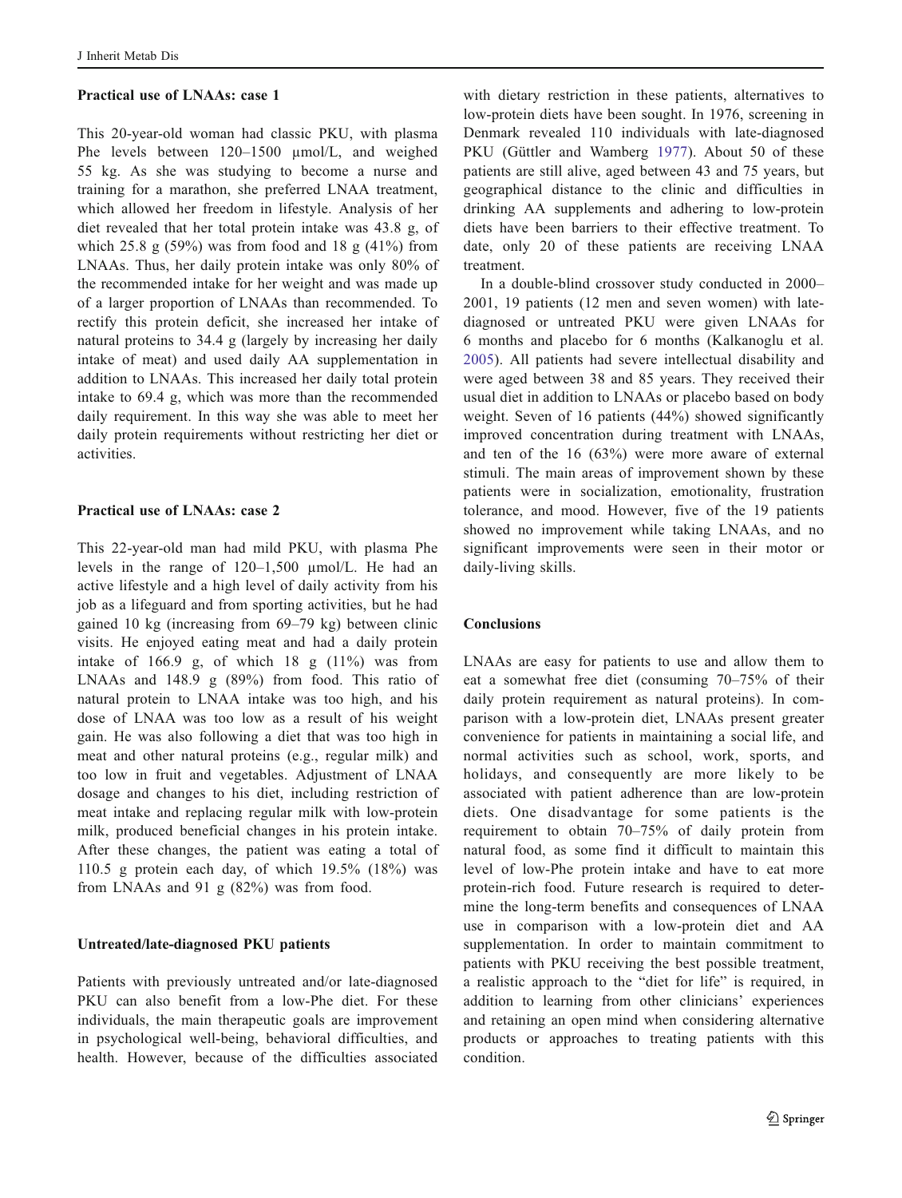### Practical use of LNAAs: case 1

This 20-year-old woman had classic PKU, with plasma Phe levels between 120–1500 μmol/L, and weighed 55 kg. As she was studying to become a nurse and training for a marathon, she preferred LNAA treatment, which allowed her freedom in lifestyle. Analysis of her diet revealed that her total protein intake was 43.8 g, of which 25.8 g (59%) was from food and 18 g (41%) from LNAAs. Thus, her daily protein intake was only 80% of the recommended intake for her weight and was made up of a larger proportion of LNAAs than recommended. To rectify this protein deficit, she increased her intake of natural proteins to 34.4 g (largely by increasing her daily intake of meat) and used daily AA supplementation in addition to LNAAs. This increased her daily total protein intake to 69.4 g, which was more than the recommended daily requirement. In this way she was able to meet her daily protein requirements without restricting her diet or activities.

### Practical use of LNAAs: case 2

This 22-year-old man had mild PKU, with plasma Phe levels in the range of 120–1,500 μmol/L. He had an active lifestyle and a high level of daily activity from his job as a lifeguard and from sporting activities, but he had gained 10 kg (increasing from 69–79 kg) between clinic visits. He enjoyed eating meat and had a daily protein intake of 166.9 g, of which 18 g (11%) was from LNAAs and 148.9 g (89%) from food. This ratio of natural protein to LNAA intake was too high, and his dose of LNAA was too low as a result of his weight gain. He was also following a diet that was too high in meat and other natural proteins (e.g., regular milk) and too low in fruit and vegetables. Adjustment of LNAA dosage and changes to his diet, including restriction of meat intake and replacing regular milk with low-protein milk, produced beneficial changes in his protein intake. After these changes, the patient was eating a total of 110.5 g protein each day, of which 19.5% (18%) was from LNAAs and 91 g (82%) was from food.

### Untreated/late-diagnosed PKU patients

Patients with previously untreated and/or late-diagnosed PKU can also benefit from a low-Phe diet. For these individuals, the main therapeutic goals are improvement in psychological well-being, behavioral difficulties, and health. However, because of the difficulties associated with dietary restriction in these patients, alternatives to low-protein diets have been sought. In 1976, screening in Denmark revealed 110 individuals with late-diagnosed PKU (Güttler and Wamberg 1977). About 50 of these patients are still alive, aged between 43 and 75 years, but geographical distance to the clinic and difficulties in drinking AA supplements and adhering to low-protein diets have been barriers to their effective treatment. To date, only 20 of these patients are receiving LNAA treatment.

In a double-blind crossover study conducted in 2000–2001, 19 patients (12 men and seven women) with late-diagnosed or untreated PKU were given LNAAs for 6 months and placebo for 6 months (Kalkanoglu et al. 2005). All patients had severe intellectual disability and were aged between 38 and 85 years. They received their usual diet in addition to LNAAs or placebo based on body weight. Seven of 16 patients (44%) showed significantly improved concentration during treatment with LNAAs, and ten of the 16 (63%) were more aware of external stimuli. The main areas of improvement shown by these patients were in socialization, emotionality, frustration tolerance, and mood. However, five of the 19 patients showed no improvement while taking LNAAs, and no significant improvements were seen in their motor or daily-living skills.

### Conclusions

LNAAs are easy for patients to use and allow them to eat a somewhat free diet (consuming 70–75% of their daily protein requirement as natural proteins). In comparison with a low-protein diet, LNAAs present greater convenience for patients in maintaining a social life, and normal activities such as school, work, sports, and holidays, and consequently are more likely to be associated with patient adherence than are low-protein diets. One disadvantage for some patients is the requirement to obtain 70–75% of daily protein from natural food, as some find it difficult to maintain this level of low-Phe protein intake and have to eat more protein-rich food. Future research is required to determine the long-term benefits and consequences of LNAA use in comparison with a low-protein diet and AA supplementation. In order to maintain commitment to patients with PKU receiving the best possible treatment, a realistic approach to the "diet for life" is required, in addition to learning from other clinicians' experiences and retaining an open mind when considering alternative products or approaches to treating patients with this condition.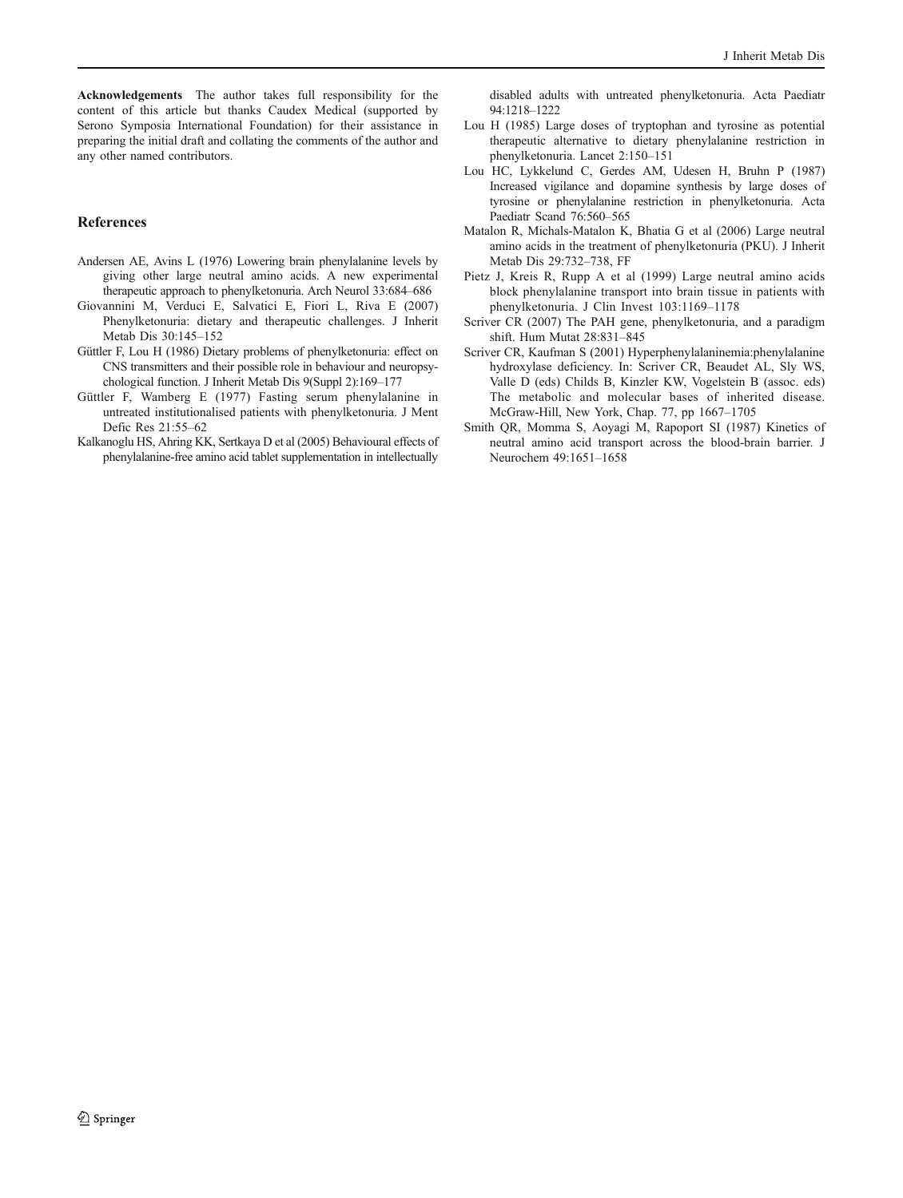**Acknowledgements** The author takes full responsibility for the content of this article but thanks Caudex Medical (supported by Serono Symposia International Foundation) for their assistance in preparing the initial draft and collating the comments of the author and any other named contributors.

## References

Andersen AE, Avins L (1976) Lowering brain phenylalanine levels by giving other large neutral amino acids. A new experimental therapeutic approach to phenylketonuria. Arch Neurol 33:684–686

Giovannini M, Verduci E, Salvatici E, Fiori L, Riva E (2007) Phenylketonuria: dietary and therapeutic challenges. J Inherit Metab Dis 30:145–152

Güttler F, Lou H (1986) Dietary problems of phenylketonuria: effect on CNS transmitters and their possible role in behaviour and neuropsychological function. J Inherit Metab Dis 9(Suppl 2):169–177

Güttler F, Wamberg E (1977) Fasting serum phenylalanine in untreated institutionalised patients with phenylketonuria. J Ment Defic Res 21:55–62

Kalkanoglu HS, Ahring KK, Sertkaya D et al (2005) Behavioural effects of phenylalanine-free amino acid tablet supplementation in intellectually disabled adults with untreated phenylketonuria. Acta Paediatr 94:1218–1222

Lou H (1985) Large doses of tryptophan and tyrosine as potential therapeutic alternative to dietary phenylalanine restriction in phenylketonuria. Lancet 2:150–151

Lou HC, Lykkelund C, Gerdes AM, Udesen H, Bruhn P (1987) Increased vigilance and dopamine synthesis by large doses of tyrosine or phenylalanine restriction in phenylketonuria. Acta Paediatr Scand 76:560–565

Matalon R, Michals-Matalon K, Bhatia G et al (2006) Large neutral amino acids in the treatment of phenylketonuria (PKU). J Inherit Metab Dis 29:732–738, FF

Pietz J, Kreis R, Rupp A et al (1999) Large neutral amino acids block phenylalanine transport into brain tissue in patients with phenylketonuria. J Clin Invest 103:1169–1178

Scriver CR (2007) The PAH gene, phenylketonuria, and a paradigm shift. Hum Mutat 28:831–845

Scriver CR, Kaufman S (2001) Hyperphenylalaninemia:phenylalanine hydroxylase deficiency. In: Scriver CR, Beaudet AL, Sly WS, Valle D (eds) Childs B, Kinzler KW, Vogelstein B (assoc. eds) The metabolic and molecular bases of inherited disease. McGraw-Hill, New York, Chap. 77, pp 1667–1705

Smith QR, Momma S, Aoyagi M, Rapoport SI (1987) Kinetics of neutral amino acid transport across the blood-brain barrier. J Neurochem 49:1651–1658